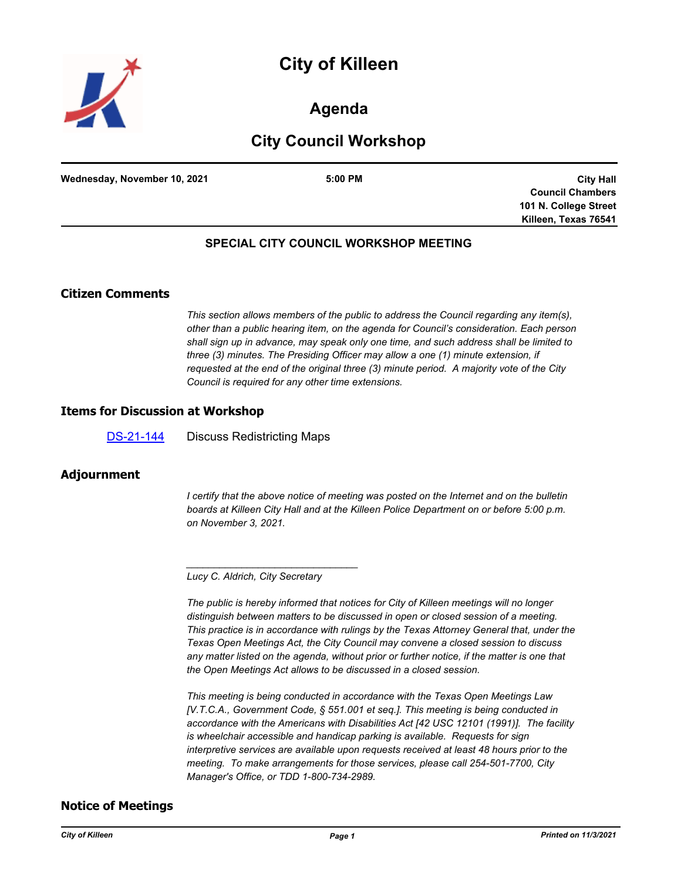# City of Killeen

## Agenda

## City Council Workshop

**Wednesday, November 10, 2021** | **5:00 PM** | **City Hall Council Chambers 101 N. College Street Killeen, Texas 76541**

**SPECIAL CITY COUNCIL WORKSHOP MEETING**

## Citizen Comments

*This section allows members of the public to address the Council regarding any item(s), other than a public hearing item, on the agenda for Council's consideration. Each person shall sign up in advance, may speak only one time, and such address shall be limited to three (3) minutes. The Presiding Officer may allow a one (1) minute extension, if requested at the end of the original three (3) minute period. A majority vote of the City Council is required for any other time extensions.*

## Items for Discussion at Workshop

DS-21-144 Discuss Redistricting Maps

## Adjournment

*I certify that the above notice of meeting was posted on the Internet and on the bulletin boards at Killeen City Hall and at the Killeen Police Department on or before 5:00 p.m. on November 3, 2021.*

_______________________________

*Lucy C. Aldrich, City Secretary*

*The public is hereby informed that notices for City of Killeen meetings will no longer distinguish between matters to be discussed in open or closed session of a meeting. This practice is in accordance with rulings by the Texas Attorney General that, under the Texas Open Meetings Act, the City Council may convene a closed session to discuss any matter listed on the agenda, without prior or further notice, if the matter is one that the Open Meetings Act allows to be discussed in a closed session.*

*This meeting is being conducted in accordance with the Texas Open Meetings Law [V.T.C.A., Government Code, § 551.001 et seq.]. This meeting is being conducted in accordance with the Americans with Disabilities Act [42 USC 12101 (1991)]. The facility is wheelchair accessible and handicap parking is available. Requests for sign interpretive services are available upon requests received at least 48 hours prior to the meeting. To make arrangements for those services, please call 254-501-7700, City Manager's Office, or TDD 1-800-734-2989.*

## Notice of Meetings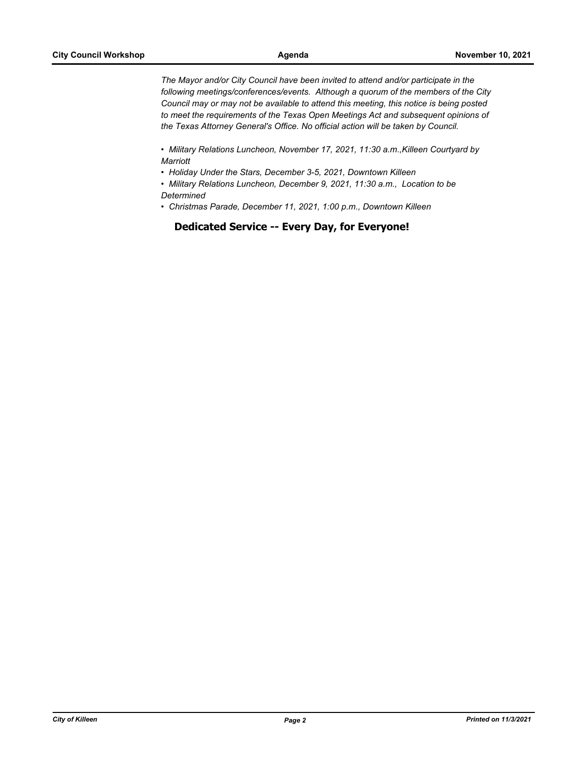*The Mayor and/or City Council have been invited to attend and/or participate in the following meetings/conferences/events. Although a quorum of the members of the City Council may or may not be available to attend this meeting, this notice is being posted to meet the requirements of the Texas Open Meetings Act and subsequent opinions of the Texas Attorney General's Office. No official action will be taken by Council.*

- *Military Relations Luncheon, November 17, 2021, 11:30 a.m.,Killeen Courtyard by Marriott*
- *Holiday Under the Stars, December 3-5, 2021, Downtown Killeen*
- *Military Relations Luncheon, December 9, 2021, 11:30 a.m., Location to be Determined*
- *Christmas Parade, December 11, 2021, 1:00 p.m., Downtown Killeen*

**Dedicated Service -- Every Day, for Everyone!**